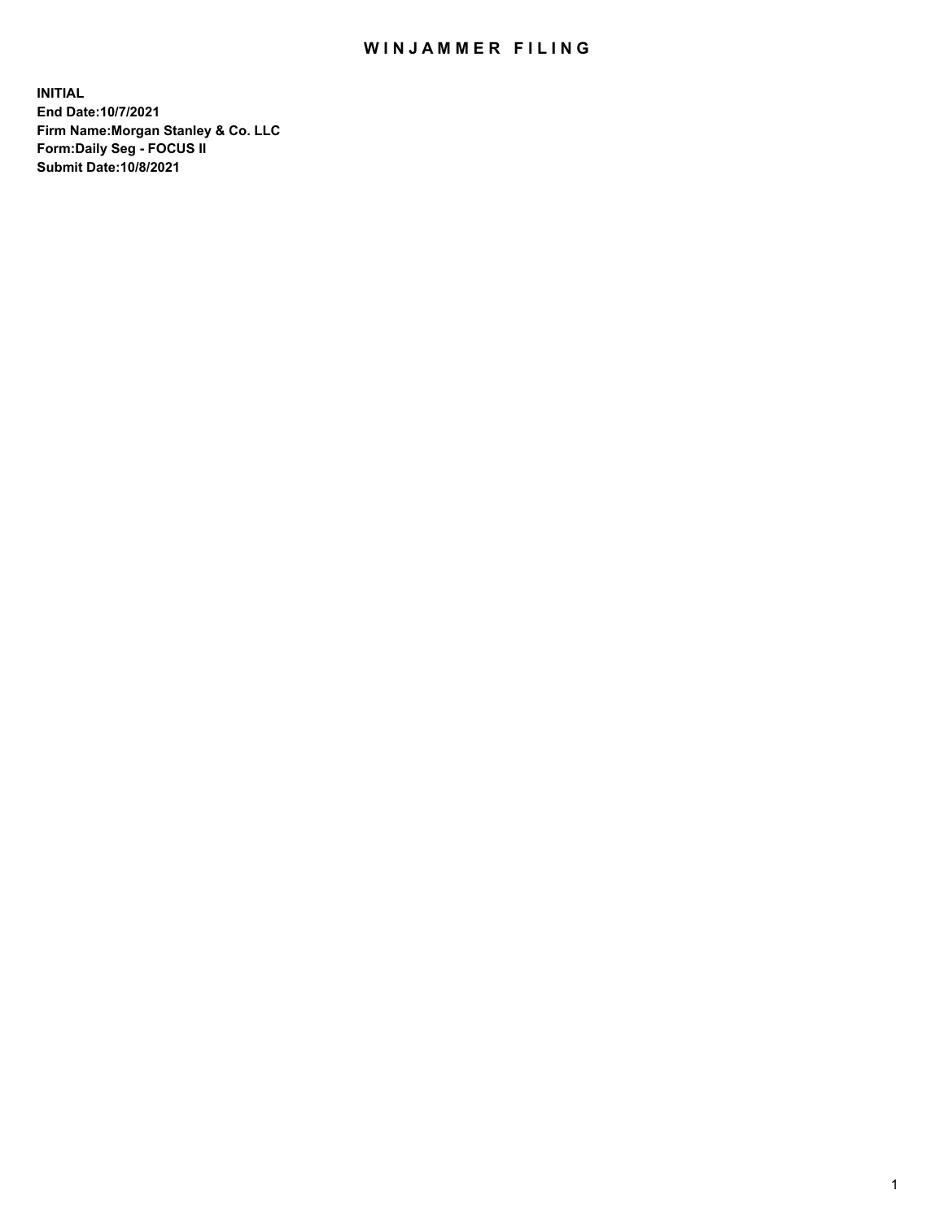# WINJAMMER FILING

**INITIAL**
**End Date:10/7/2021**
**Firm Name:Morgan Stanley & Co. LLC**
**Form:Daily Seg - FOCUS II**
**Submit Date:10/8/2021**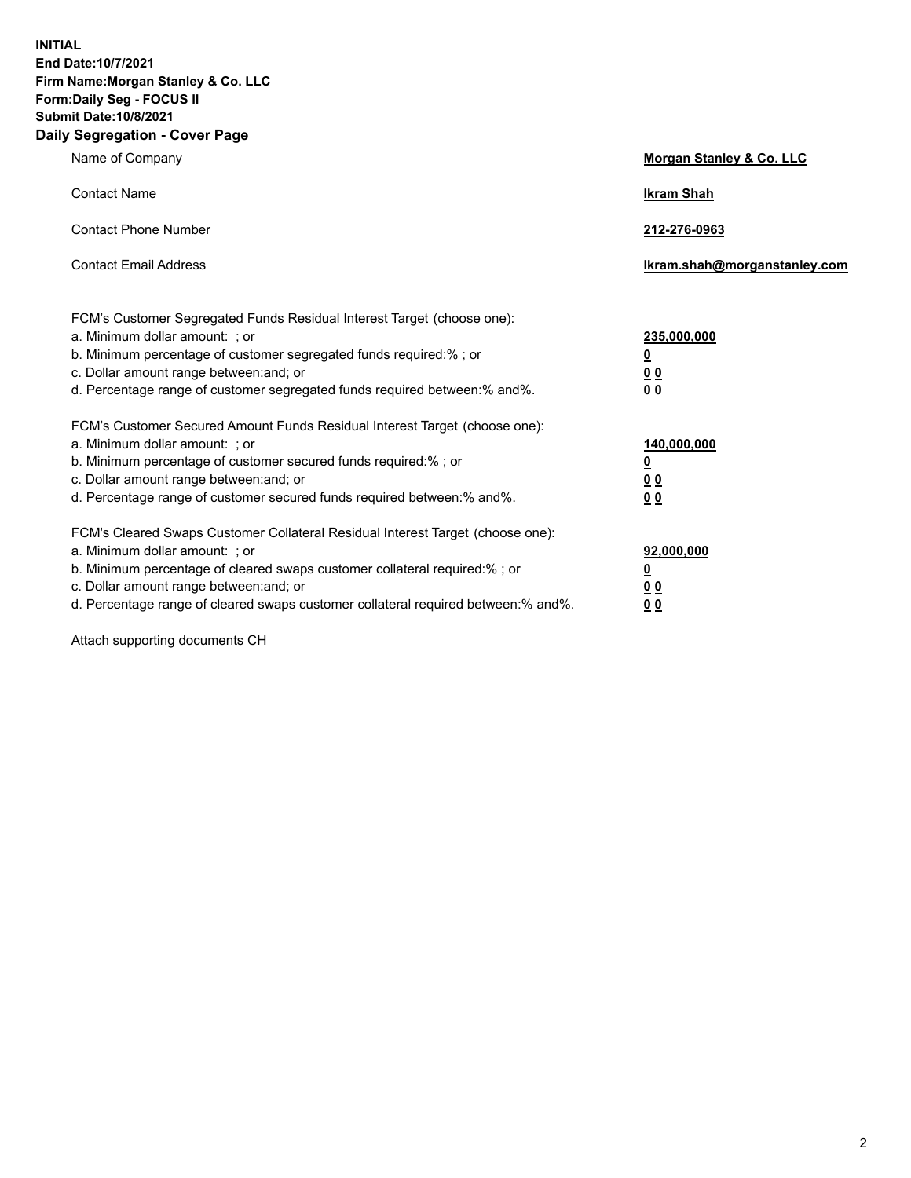**INITIAL**
**End Date:10/7/2021**
**Firm Name:Morgan Stanley & Co. LLC**
**Form:Daily Seg - FOCUS II**
**Submit Date:10/8/2021**

## Daily Segregation - Cover Page

| | |
|---|---|
| Name of Company | **Morgan Stanley & Co. LLC** |
| Contact Name | **Ikram Shah** |
| Contact Phone Number | **212-276-0963** |
| Contact Email Address | **Ikram.shah@morganstanley.com** |

| | |
|---|---|
| FCM's Customer Segregated Funds Residual Interest Target (choose one): | |
| a. Minimum dollar amount: ; or | **235,000,000** |
| b. Minimum percentage of customer segregated funds required:% ; or | **0** |
| c. Dollar amount range between:and; or | **0 0** |
| d. Percentage range of customer segregated funds required between:% and%. | **0 0** |
| FCM's Customer Secured Amount Funds Residual Interest Target (choose one): | |
| a. Minimum dollar amount: ; or | **140,000,000** |
| b. Minimum percentage of customer secured funds required:% ; or | **0** |
| c. Dollar amount range between:and; or | **0 0** |
| d. Percentage range of customer secured funds required between:% and%. | **0 0** |
| FCM's Cleared Swaps Customer Collateral Residual Interest Target (choose one): | |
| a. Minimum dollar amount: ; or | **92,000,000** |
| b. Minimum percentage of cleared swaps customer collateral required:% ; or | **0** |
| c. Dollar amount range between:and; or | **0 0** |
| d. Percentage range of cleared swaps customer collateral required between:% and%. | **0 0** |

Attach supporting documents CH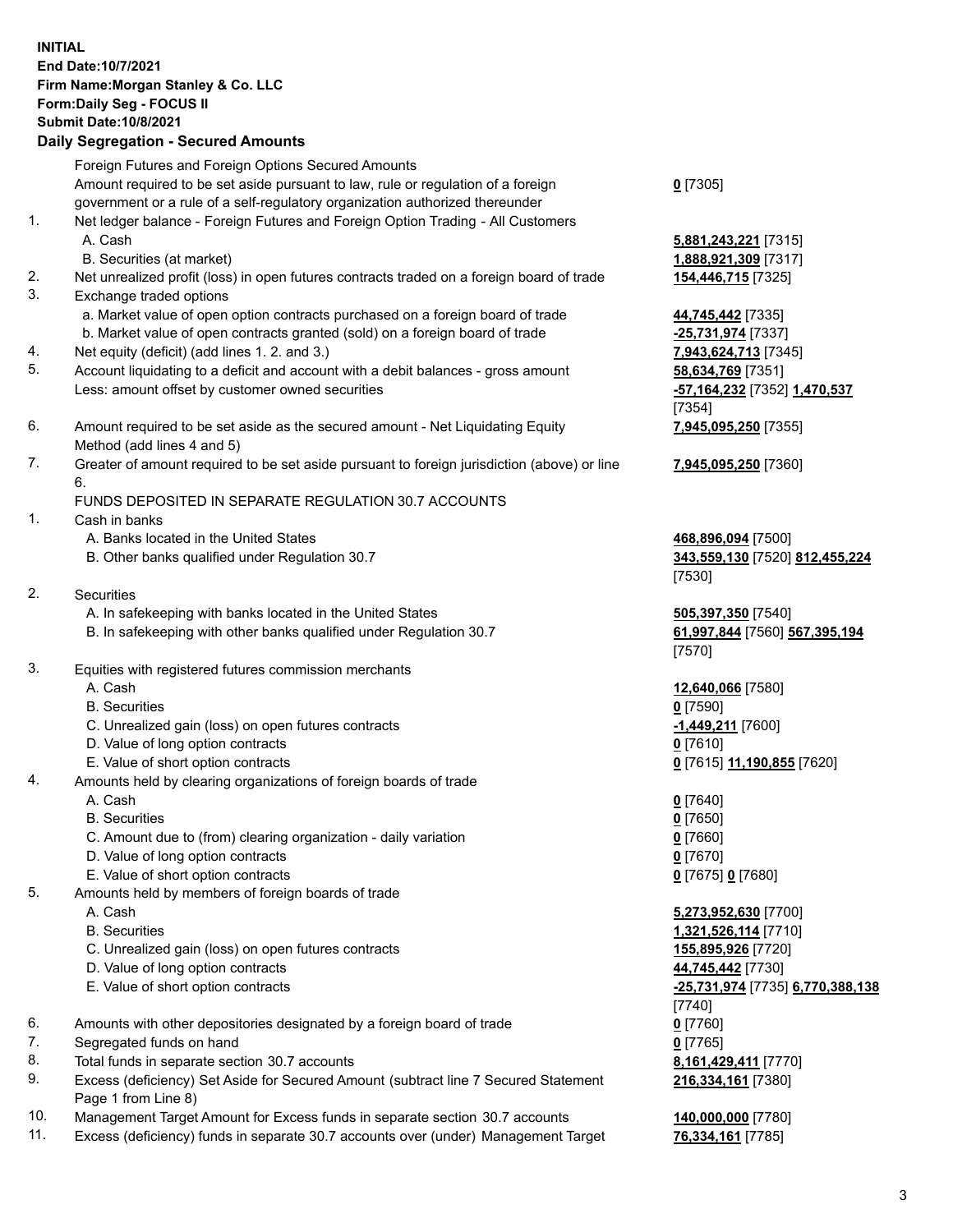**INITIAL**
**End Date:10/7/2021**
**Firm Name:Morgan Stanley & Co. LLC**
**Form:Daily Seg - FOCUS II**
**Submit Date:10/8/2021**

## Daily Segregation - Secured Amounts

| | | |
|---|---|---|
| | Foreign Futures and Foreign Options Secured Amounts | |
| | Amount required to be set aside pursuant to law, rule or regulation of a foreign government or a rule of a self-regulatory organization authorized thereunder | **0** [7305] |
| 1. | Net ledger balance - Foreign Futures and Foreign Option Trading - All Customers | |
| | A. Cash | **5,881,243,221** [7315] |
| | B. Securities (at market) | **1,888,921,309** [7317] |
| 2. | Net unrealized profit (loss) in open futures contracts traded on a foreign board of trade | **154,446,715** [7325] |
| 3. | Exchange traded options | |
| | a. Market value of open option contracts purchased on a foreign board of trade | **44,745,442** [7335] |
| | b. Market value of open contracts granted (sold) on a foreign board of trade | **-25,731,974** [7337] |
| 4. | Net equity (deficit) (add lines 1. 2. and 3.) | **7,943,624,713** [7345] |
| 5. | Account liquidating to a deficit and account with a debit balances - gross amount | **58,634,769** [7351] |
| | Less: amount offset by customer owned securities | **-57,164,232** [7352] **1,470,537** [7354] |
| 6. | Amount required to be set aside as the secured amount - Net Liquidating Equity Method (add lines 4 and 5) | **7,945,095,250** [7355] |
| 7. | Greater of amount required to be set aside pursuant to foreign jurisdiction (above) or line 6. | **7,945,095,250** [7360] |
| | FUNDS DEPOSITED IN SEPARATE REGULATION 30.7 ACCOUNTS | |
| 1. | Cash in banks | |
| | A. Banks located in the United States | **468,896,094** [7500] |
| | B. Other banks qualified under Regulation 30.7 | **343,559,130** [7520] **812,455,224** [7530] |
| 2. | Securities | |
| | A. In safekeeping with banks located in the United States | **505,397,350** [7540] |
| | B. In safekeeping with other banks qualified under Regulation 30.7 | **61,997,844** [7560] **567,395,194** [7570] |
| 3. | Equities with registered futures commission merchants | |
| | A. Cash | **12,640,066** [7580] |
| | B. Securities | **0** [7590] |
| | C. Unrealized gain (loss) on open futures contracts | **-1,449,211** [7600] |
| | D. Value of long option contracts | **0** [7610] |
| | E. Value of short option contracts | **0** [7615] **11,190,855** [7620] |
| 4. | Amounts held by clearing organizations of foreign boards of trade | |
| | A. Cash | **0** [7640] |
| | B. Securities | **0** [7650] |
| | C. Amount due to (from) clearing organization - daily variation | **0** [7660] |
| | D. Value of long option contracts | **0** [7670] |
| | E. Value of short option contracts | **0** [7675] **0** [7680] |
| 5. | Amounts held by members of foreign boards of trade | |
| | A. Cash | **5,273,952,630** [7700] |
| | B. Securities | **1,321,526,114** [7710] |
| | C. Unrealized gain (loss) on open futures contracts | **155,895,926** [7720] |
| | D. Value of long option contracts | **44,745,442** [7730] |
| | E. Value of short option contracts | **-25,731,974** [7735] **6,770,388,138** [7740] |
| 6. | Amounts with other depositories designated by a foreign board of trade | **0** [7760] |
| 7. | Segregated funds on hand | **0** [7765] |
| 8. | Total funds in separate section 30.7 accounts | **8,161,429,411** [7770] |
| 9. | Excess (deficiency) Set Aside for Secured Amount (subtract line 7 Secured Statement Page 1 from Line 8) | **216,334,161** [7380] |
| 10. | Management Target Amount for Excess funds in separate section 30.7 accounts | **140,000,000** [7780] |
| 11. | Excess (deficiency) funds in separate 30.7 accounts over (under) Management Target | **76,334,161** [7785] |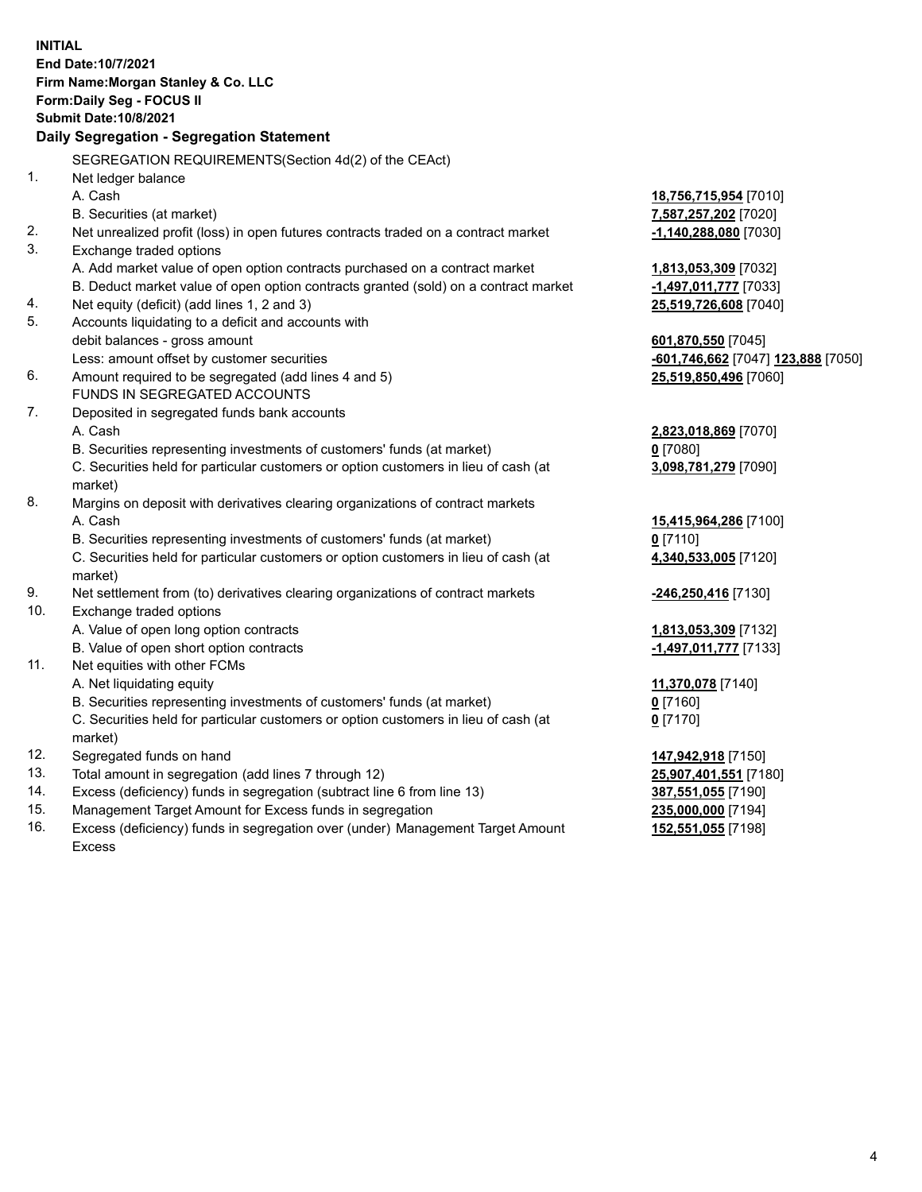**INITIAL**
**End Date:10/7/2021**
**Firm Name:Morgan Stanley & Co. LLC**
**Form:Daily Seg - FOCUS II**
**Submit Date:10/8/2021**

## Daily Segregation - Segregation Statement

SEGREGATION REQUIREMENTS(Section 4d(2) of the CEAct)

| | | |
|---|---|---|
| 1. | Net ledger balance | |
| | A. Cash | **18,756,715,954** [7010] |
| | B. Securities (at market) | **7,587,257,202** [7020] |
| 2. | Net unrealized profit (loss) in open futures contracts traded on a contract market | **-1,140,288,080** [7030] |
| 3. | Exchange traded options | |
| | A. Add market value of open option contracts purchased on a contract market | **1,813,053,309** [7032] |
| | B. Deduct market value of open option contracts granted (sold) on a contract market | **-1,497,011,777** [7033] |
| 4. | Net equity (deficit) (add lines 1, 2 and 3) | **25,519,726,608** [7040] |
| 5. | Accounts liquidating to a deficit and accounts with | |
| | debit balances - gross amount | **601,870,550** [7045] |
| | Less: amount offset by customer securities | **-601,746,662** [7047] **123,888** [7050] |
| 6. | Amount required to be segregated (add lines 4 and 5) | **25,519,850,496** [7060] |
| | FUNDS IN SEGREGATED ACCOUNTS | |
| 7. | Deposited in segregated funds bank accounts | |
| | A. Cash | **2,823,018,869** [7070] |
| | B. Securities representing investments of customers' funds (at market) | **0** [7080] |
| | C. Securities held for particular customers or option customers in lieu of cash (at market) | **3,098,781,279** [7090] |
| 8. | Margins on deposit with derivatives clearing organizations of contract markets | |
| | A. Cash | **15,415,964,286** [7100] |
| | B. Securities representing investments of customers' funds (at market) | **0** [7110] |
| | C. Securities held for particular customers or option customers in lieu of cash (at market) | **4,340,533,005** [7120] |
| 9. | Net settlement from (to) derivatives clearing organizations of contract markets | **-246,250,416** [7130] |
| 10. | Exchange traded options | |
| | A. Value of open long option contracts | **1,813,053,309** [7132] |
| | B. Value of open short option contracts | **-1,497,011,777** [7133] |
| 11. | Net equities with other FCMs | |
| | A. Net liquidating equity | **11,370,078** [7140] |
| | B. Securities representing investments of customers' funds (at market) | **0** [7160] |
| | C. Securities held for particular customers or option customers in lieu of cash (at market) | **0** [7170] |
| 12. | Segregated funds on hand | **147,942,918** [7150] |
| 13. | Total amount in segregation (add lines 7 through 12) | **25,907,401,551** [7180] |
| 14. | Excess (deficiency) funds in segregation (subtract line 6 from line 13) | **387,551,055** [7190] |
| 15. | Management Target Amount for Excess funds in segregation | **235,000,000** [7194] |
| 16. | Excess (deficiency) funds in segregation over (under) Management Target Amount Excess | **152,551,055** [7198] |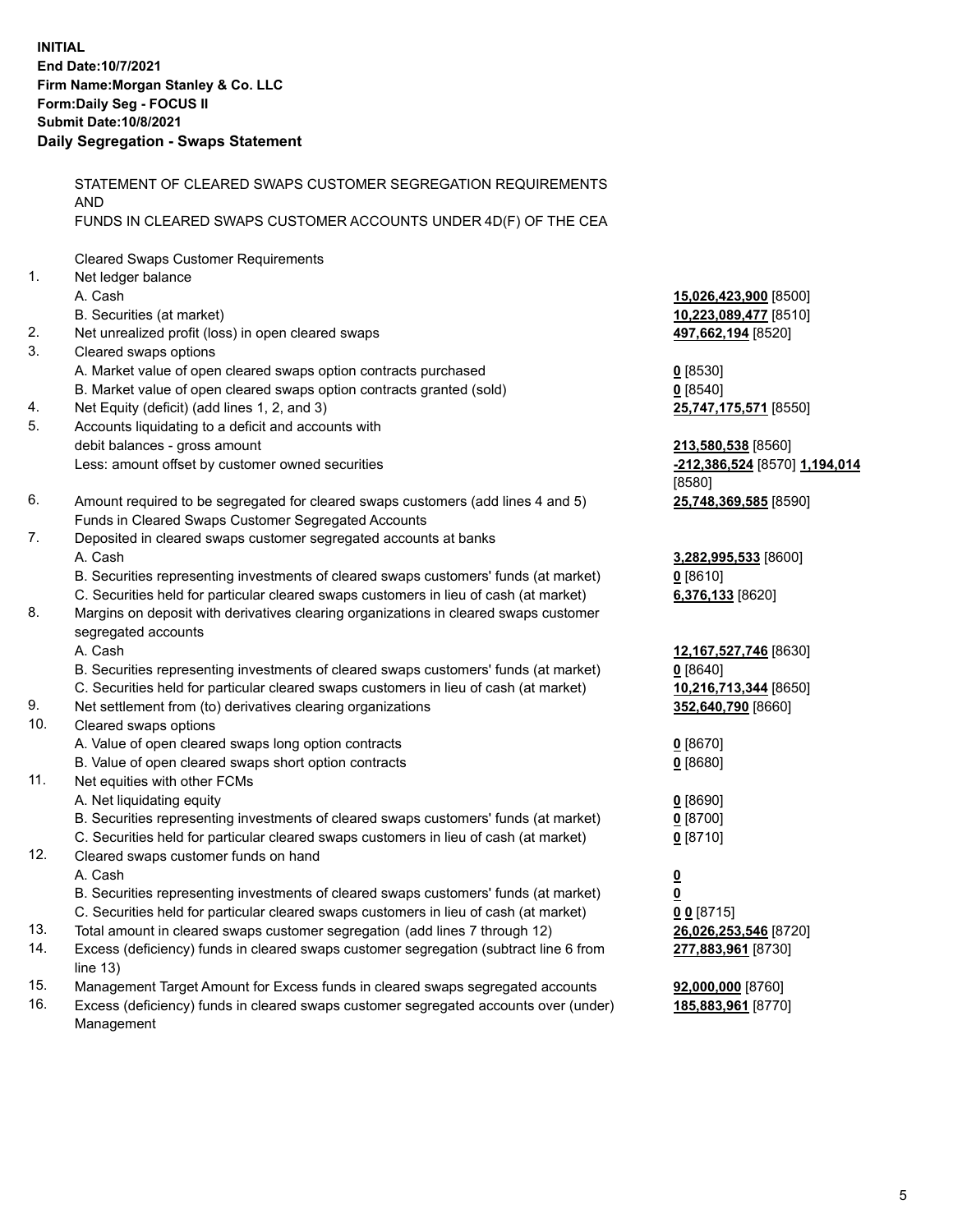**INITIAL**
**End Date:10/7/2021**
**Firm Name:Morgan Stanley & Co. LLC**
**Form:Daily Seg - FOCUS II**
**Submit Date:10/8/2021**
**Daily Segregation - Swaps Statement**

STATEMENT OF CLEARED SWAPS CUSTOMER SEGREGATION REQUIREMENTS AND
FUNDS IN CLEARED SWAPS CUSTOMER ACCOUNTS UNDER 4D(F) OF THE CEA

| | | |
|---|---|---|
| | Cleared Swaps Customer Requirements | |
| 1. | Net ledger balance | |
| | A. Cash | **15,026,423,900** [8500] |
| | B. Securities (at market) | **10,223,089,477** [8510] |
| 2. | Net unrealized profit (loss) in open cleared swaps | **497,662,194** [8520] |
| 3. | Cleared swaps options | |
| | A. Market value of open cleared swaps option contracts purchased | **0** [8530] |
| | B. Market value of open cleared swaps option contracts granted (sold) | **0** [8540] |
| 4. | Net Equity (deficit) (add lines 1, 2, and 3) | **25,747,175,571** [8550] |
| 5. | Accounts liquidating to a deficit and accounts with debit balances - gross amount | **213,580,538** [8560] |
| | Less: amount offset by customer owned securities | **-212,386,524** [8570] **1,194,014** [8580] |
| 6. | Amount required to be segregated for cleared swaps customers (add lines 4 and 5) | **25,748,369,585** [8590] |
| | Funds in Cleared Swaps Customer Segregated Accounts | |
| 7. | Deposited in cleared swaps customer segregated accounts at banks | |
| | A. Cash | **3,282,995,533** [8600] |
| | B. Securities representing investments of cleared swaps customers' funds (at market) | **0** [8610] |
| | C. Securities held for particular cleared swaps customers in lieu of cash (at market) | **6,376,133** [8620] |
| 8. | Margins on deposit with derivatives clearing organizations in cleared swaps customer segregated accounts | |
| | A. Cash | **12,167,527,746** [8630] |
| | B. Securities representing investments of cleared swaps customers' funds (at market) | **0** [8640] |
| | C. Securities held for particular cleared swaps customers in lieu of cash (at market) | **10,216,713,344** [8650] |
| 9. | Net settlement from (to) derivatives clearing organizations | **352,640,790** [8660] |
| 10. | Cleared swaps options | |
| | A. Value of open cleared swaps long option contracts | **0** [8670] |
| | B. Value of open cleared swaps short option contracts | **0** [8680] |
| 11. | Net equities with other FCMs | |
| | A. Net liquidating equity | **0** [8690] |
| | B. Securities representing investments of cleared swaps customers' funds (at market) | **0** [8700] |
| | C. Securities held for particular cleared swaps customers in lieu of cash (at market) | **0** [8710] |
| 12. | Cleared swaps customer funds on hand | |
| | A. Cash | **0** |
| | B. Securities representing investments of cleared swaps customers' funds (at market) | **0** |
| | C. Securities held for particular cleared swaps customers in lieu of cash (at market) | **0** **0** [8715] |
| 13. | Total amount in cleared swaps customer segregation (add lines 7 through 12) | **26,026,253,546** [8720] |
| 14. | Excess (deficiency) funds in cleared swaps customer segregation (subtract line 6 from line 13) | **277,883,961** [8730] |
| 15. | Management Target Amount for Excess funds in cleared swaps segregated accounts | **92,000,000** [8760] |
| 16. | Excess (deficiency) funds in cleared swaps customer segregated accounts over (under) Management | **185,883,961** [8770] |